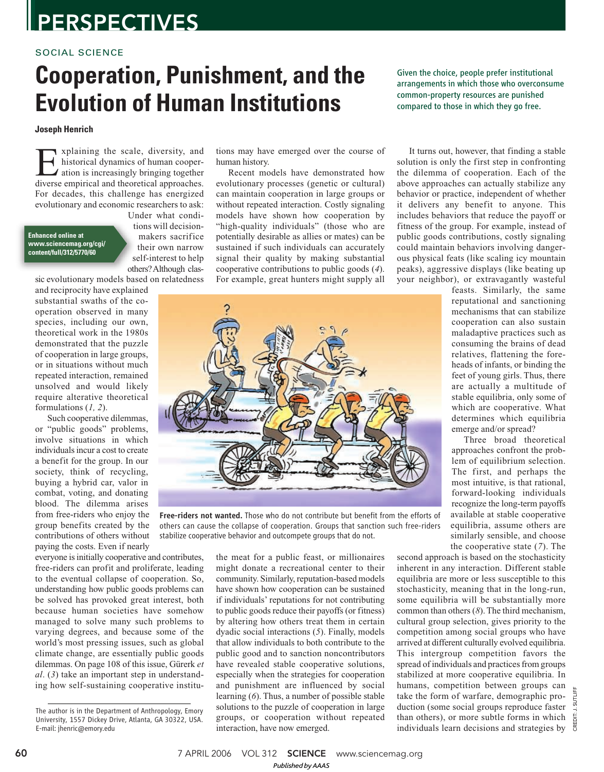SOCIAL SCIENCE

# Cooperation, Punishment, and the Evolution of Human Institutions

Given the choice, people prefer institutional arrangements in which those who overconsume common-property resources are punished compared to those in which they go free.

**Joseph Henrich**

Explaining the scale, diversity, and historical dynamics of human cooperation is increasingly bringing together diverse empirical and theoretical approaches. For decades, this challenge has energized evolutionary and economic researchers to ask: Under what conditions will decision-makers sacrifice their own narrow self-interest to help others? Although classic evolutionary models based on relatedness and reciprocity have explained substantial swaths of the cooperation observed in many species, including our own, theoretical work in the 1980s demonstrated that the puzzle of cooperation in large groups, or in situations without much repeated interaction, remained unsolved and would likely require alternative theoretical formulations (*1, 2*).

Enhanced online at www.sciencemag.org/cgi/content/full/312/5770/60

Such cooperative dilemmas, or "public goods" problems, involve situations in which individuals incur a cost to create a benefit for the group. In our society, think of recycling, buying a hybrid car, valor in combat, voting, and donating blood. The dilemma arises from free-riders who enjoy the group benefits created by the contributions of others without paying the costs. Even if nearly everyone is initially cooperative and contributes, free-riders can profit and proliferate, leading to the eventual collapse of cooperation. So, understanding how public goods problems can be solved has provoked great interest, both because human societies have somehow managed to solve many such problems to varying degrees, and because some of the world's most pressing issues, such as global climate change, are essentially public goods dilemmas. On page 108 of this issue, Gürerk *et al*. (*3*) take an important step in understanding how self-sustaining cooperative institutions may have emerged over the course of human history.

Recent models have demonstrated how evolutionary processes (genetic or cultural) can maintain cooperation in large groups or without repeated interaction. Costly signaling models have shown how cooperation by "high-quality individuals" (those who are potentially desirable as allies or mates) can be sustained if such individuals can accurately signal their quality by making substantial cooperative contributions to public goods (*4*). For example, great hunters might supply all the meat for a public feast, or millionaires might donate a recreational center to their community. Similarly, reputation-based models have shown how cooperation can be sustained if individuals' reputations for not contributing to public goods reduce their payoffs (or fitness) by altering how others treat them in certain dyadic social interactions (*5*). Finally, models that allow individuals to both contribute to the public good and to sanction noncontributors have revealed stable cooperative solutions, especially when the strategies for cooperation and punishment are influenced by social learning (*6*). Thus, a number of possible stable solutions to the puzzle of cooperation in large groups, or cooperation without repeated interaction, have now emerged.

**Free-riders not wanted.** Those who do not contribute but benefit from the efforts of others can cause the collapse of cooperation. Groups that sanction such free-riders stabilize cooperative behavior and outcompete groups that do not.

It turns out, however, that finding a stable solution is only the first step in confronting the dilemma of cooperation. Each of the above approaches can actually stabilize any behavior or practice, independent of whether it delivers any benefit to anyone. This includes behaviors that reduce the payoff or fitness of the group. For example, instead of public goods contributions, costly signaling could maintain behaviors involving dangerous physical feats (like scaling icy mountain peaks), aggressive displays (like beating up your neighbor), or extravagantly wasteful feasts. Similarly, the same reputational and sanctioning mechanisms that can stabilize cooperation can also sustain maladaptive practices such as consuming the brains of dead relatives, flattening the foreheads of infants, or binding the feet of young girls. Thus, there are actually a multitude of stable equilibria, only some of which are cooperative. What determines which equilibria emerge and/or spread?

Three broad theoretical approaches confront the problem of equilibrium selection. The first, and perhaps the most intuitive, is that rational, forward-looking individuals recognize the long-term payoffs available at stable cooperative equilibria, assume others are similarly sensible, and choose the cooperative state (*7*). The second approach is based on the stochasticity inherent in any interaction. Different stable equilibria are more or less susceptible to this stochasticity, meaning that in the long-run, some equilibria will be substantially more common than others (*8*). The third mechanism, cultural group selection, gives priority to the competition among social groups who have arrived at different culturally evolved equilibria. This intergroup competition favors the spread of individuals and practices from groups stabilized at more cooperative equilibria. In humans, competition between groups can take the form of warfare, demographic production (some social groups reproduce faster than others), or more subtle forms in which individuals learn decisions and strategies by

The author is in the Department of Anthropology, Emory University, 1557 Dickey Drive, Atlanta, GA 30322, USA. E-mail: jhenric@emory.edu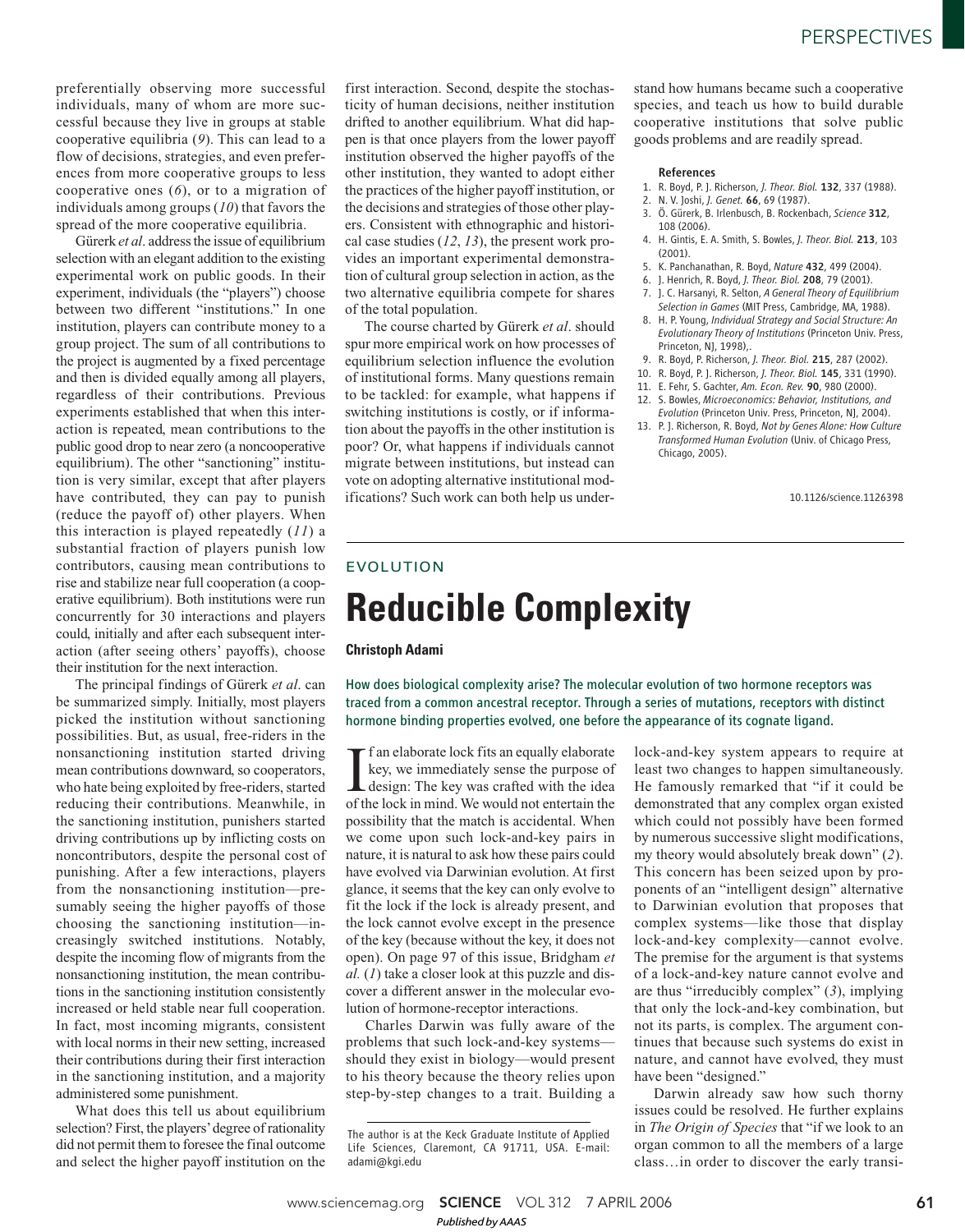preferentially observing more successful individuals, many of whom are more successful because they live in groups at stable cooperative equilibria (*9*). This can lead to a flow of decisions, strategies, and even preferences from more cooperative groups to less cooperative ones (*6*), or to a migration of individuals among groups (*10*) that favors the spread of the more cooperative equilibria.

Gürerk *et al*. address the issue of equilibrium selection with an elegant addition to the existing experimental work on public goods. In their experiment, individuals (the "players") choose between two different "institutions." In one institution, players can contribute money to a group project. The sum of all contributions to the project is augmented by a fixed percentage and then is divided equally among all players, regardless of their contributions. Previous experiments established that when this interaction is repeated, mean contributions to the public good drop to near zero (a noncooperative equilibrium). The other "sanctioning" institution is very similar, except that after players have contributed, they can pay to punish (reduce the payoff of) other players. When this interaction is played repeatedly (*11*) a substantial fraction of players punish low contributors, causing mean contributions to rise and stabilize near full cooperation (a cooperative equilibrium). Both institutions were run concurrently for 30 interactions and players could, initially and after each subsequent interaction (after seeing others' payoffs), choose their institution for the next interaction.

The principal findings of Gürerk *et al.* can be summarized simply. Initially, most players picked the institution without sanctioning possibilities. But, as usual, free-riders in the nonsanctioning institution started driving mean contributions downward, so cooperators, who hate being exploited by free-riders, started reducing their contributions. Meanwhile, in the sanctioning institution, punishers started driving contributions up by inflicting costs on noncontributors, despite the personal cost of punishing. After a few interactions, players from the nonsanctioning institution—presumably seeing the higher payoffs of those choosing the sanctioning institution—increasingly switched institutions. Notably, despite the incoming flow of migrants from the nonsanctioning institution, the mean contributions in the sanctioning institution consistently increased or held stable near full cooperation. In fact, most incoming migrants, consistent with local norms in their new setting, increased their contributions during their first interaction in the sanctioning institution, and a majority administered some punishment.

What does this tell us about equilibrium selection? First, the players' degree of rationality did not permit them to foresee the final outcome and select the higher payoff institution on the first interaction. Second, despite the stochasticity of human decisions, neither institution drifted to another equilibrium. What did happen is that once players from the lower payoff institution observed the higher payoffs of the other institution, they wanted to adopt either the practices of the higher payoff institution, or the decisions and strategies of those other players. Consistent with ethnographic and historical case studies (*12*, *13*), the present work provides an important experimental demonstration of cultural group selection in action, as the two alternative equilibria compete for shares of the total population.

The course charted by Gürerk *et al*. should spur more empirical work on how processes of equilibrium selection influence the evolution of institutional forms. Many questions remain to be tackled: for example, what happens if switching institutions is costly, or if information about the payoffs in the other institution is poor? Or, what happens if individuals cannot migrate between institutions, but instead can vote on adopting alternative institutional modifications? Such work can both help us understand how humans became such a cooperative species, and teach us how to build durable cooperative institutions that solve public goods problems and are readily spread.

### References

1. R. Boyd, P. J. Richerson, *J. Theor. Biol.* **132**, 337 (1988).
2. N. V. Joshi, *J. Genet.* **66**, 69 (1987).
3. Ö. Gürerk, B. Irlenbusch, B. Rockenbach, *Science* **312**, 108 (2006).
4. H. Gintis, E. A. Smith, S. Bowles, *J. Theor. Biol.* **213**, 103 (2001).
5. K. Panchanathan, R. Boyd, *Nature* **432**, 499 (2004).
6. J. Henrich, R. Boyd, *J. Theor. Biol.* **208**, 79 (2001).
7. J. C. Harsanyi, R. Selton, *A General Theory of Equilibrium Selection in Games* (MIT Press, Cambridge, MA, 1988).
8. H. P. Young, *Individual Strategy and Social Structure: An Evolutionary Theory of Institutions* (Princeton Univ. Press, Princeton, NJ, 1998),.
9. R. Boyd, P. Richerson, *J. Theor. Biol.* **215**, 287 (2002).
10. R. Boyd, P. J. Richerson, *J. Theor. Biol.* **145**, 331 (1990).
11. E. Fehr, S. Gachter, *Am. Econ. Rev.* **90**, 980 (2000).
12. S. Bowles, *Microeconomics: Behavior, Institutions, and Evolution* (Princeton Univ. Press, Princeton, NJ, 2004).
13. P. J. Richerson, R. Boyd, *Not by Genes Alone: How Culture Transformed Human Evolution* (Univ. of Chicago Press, Chicago, 2005).

10.1126/science.1126398

EVOLUTION

# Reducible Complexity

**Christoph Adami**

How does biological complexity arise? The molecular evolution of two hormone receptors was traced from a common ancestral receptor. Through a series of mutations, receptors with distinct hormone binding properties evolved, one before the appearance of its cognate ligand.

If an elaborate lock fits an equally elaborate key, we immediately sense the purpose of design: The key was crafted with the idea of the lock in mind. We would not entertain the possibility that the match is accidental. When we come upon such lock-and-key pairs in nature, it is natural to ask how these pairs could have evolved via Darwinian evolution. At first glance, it seems that the key can only evolve to fit the lock if the lock is already present, and the lock cannot evolve except in the presence of the key (because without the key, it does not open). On page 97 of this issue, Bridgham *et al.* (*1*) take a closer look at this puzzle and discover a different answer in the molecular evolution of hormone-receptor interactions.

Charles Darwin was fully aware of the problems that such lock-and-key systems—should they exist in biology—would present to his theory because the theory relies upon step-by-step changes to a trait. Building a lock-and-key system appears to require at least two changes to happen simultaneously. He famously remarked that "if it could be demonstrated that any complex organ existed which could not possibly have been formed by numerous successive slight modifications, my theory would absolutely break down" (*2*). This concern has been seized upon by proponents of an "intelligent design" alternative to Darwinian evolution that proposes that complex systems—like those that display lock-and-key complexity—cannot evolve. The premise for the argument is that systems of a lock-and-key nature cannot evolve and are thus "irreducibly complex" (*3*), implying that only the lock-and-key combination, but not its parts, is complex. The argument continues that because such systems do exist in nature, and cannot have evolved, they must have been "designed."

Darwin already saw how such thorny issues could be resolved. He further explains in *The Origin of Species* that "if we look to an organ common to all the members of a large class…in order to discover the early transi-

The author is at the Keck Graduate Institute of Applied Life Sciences, Claremont, CA 91711, USA. E-mail: adami@kgi.edu